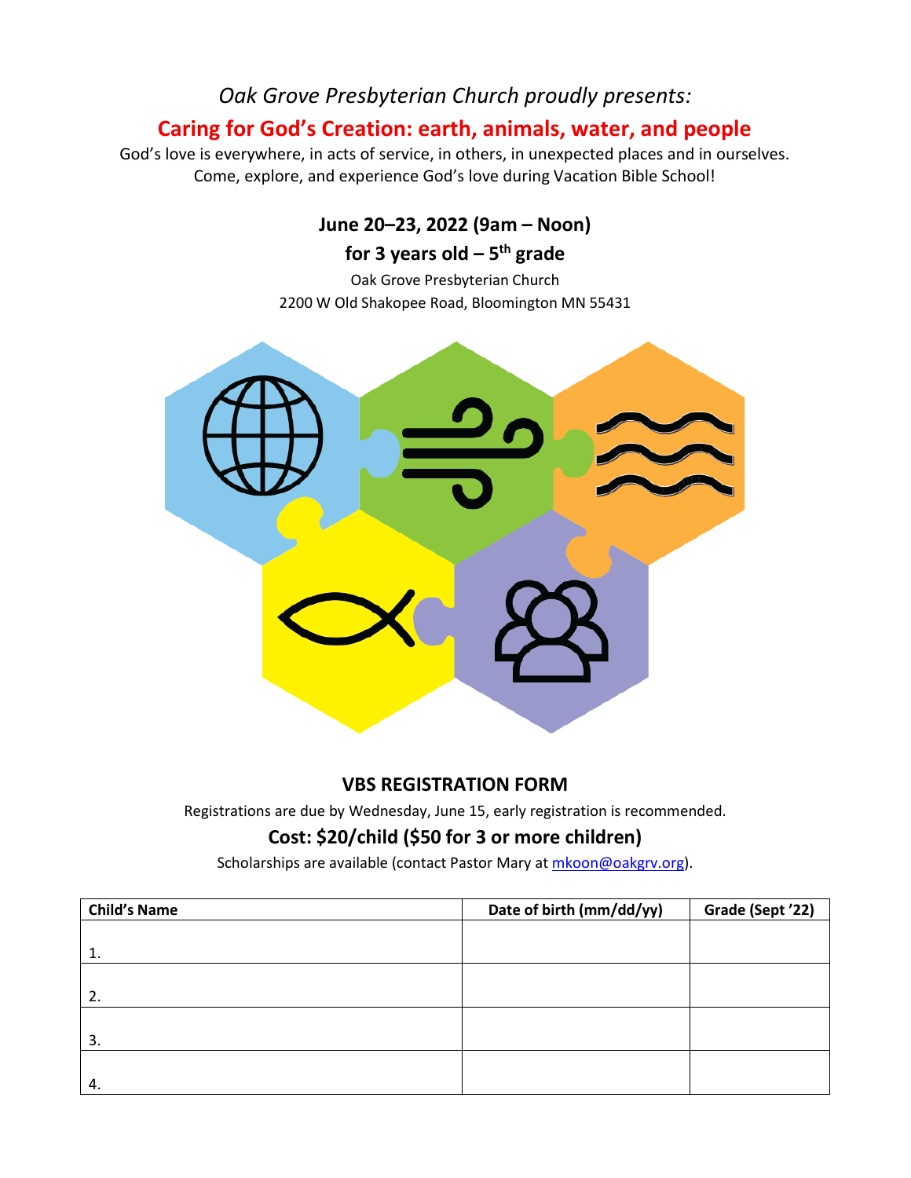*Oak Grove Presbyterian Church proudly presents:*

# Caring for God's Creation: earth, animals, water, and people

God's love is everywhere, in acts of service, in others, in unexpected places and in ourselves.
Come, explore, and experience God's love during Vacation Bible School!

**June 20–23, 2022 (9am – Noon)**

**for 3 years old – 5th grade**

Oak Grove Presbyterian Church
2200 W Old Shakopee Road, Bloomington MN 55431

## VBS REGISTRATION FORM

Registrations are due by Wednesday, June 15, early registration is recommended.

### Cost: $20/child ($50 for 3 or more children)

Scholarships are available (contact Pastor Mary at mkoon@oakgrv.org).

| Child's Name | Date of birth (mm/dd/yy) | Grade (Sept '22) |
|---|---|---|
| 1. | | |
| 2. | | |
| 3. | | |
| 4. | | |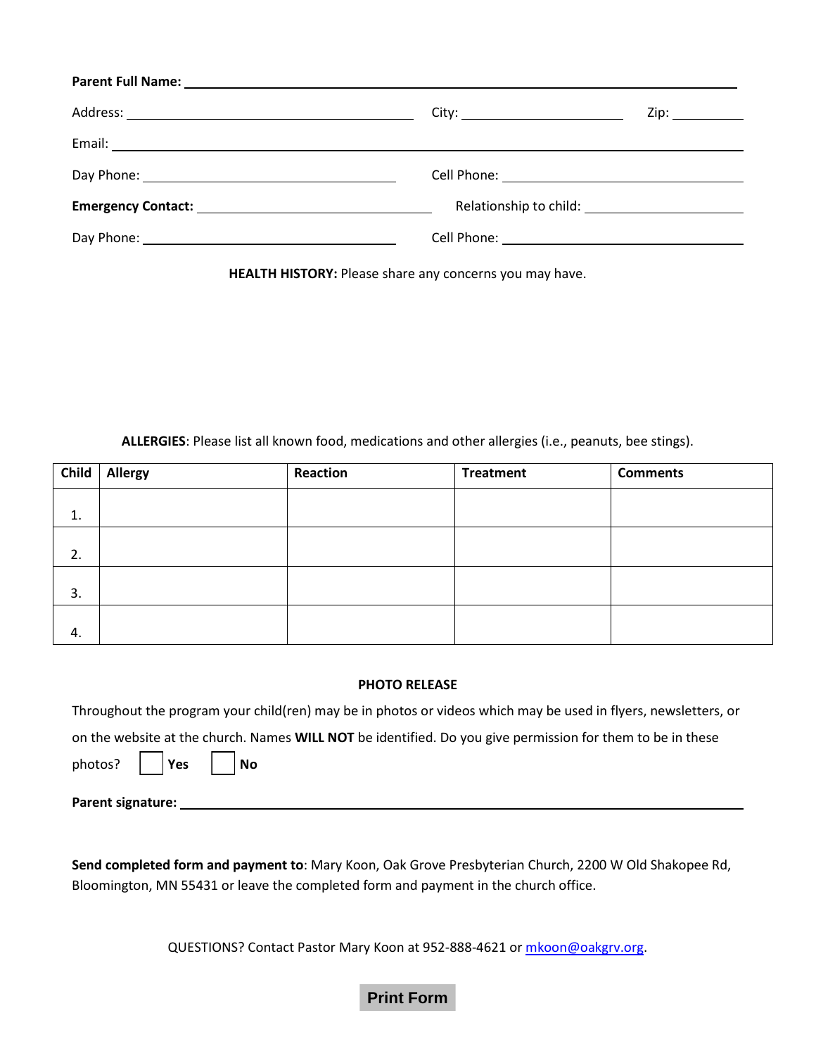**Parent Full Name:** ______________________________________________

Address: ______________________________ City: __________________ Zip: ________

Email: ______________________________________________

Day Phone: ____________________________ Cell Phone: ____________________________

**Emergency Contact:** ____________________________ Relationship to child: ____________________

Day Phone: ____________________________ Cell Phone: ____________________________

**HEALTH HISTORY:** Please share any concerns you may have.

**ALLERGIES**: Please list all known food, medications and other allergies (i.e., peanuts, bee stings).

| Child | Allergy | Reaction | Treatment | Comments |
|---|---|---|---|---|
| 1. | | | | |
| 2. | | | | |
| 3. | | | | |
| 4. | | | | |

**PHOTO RELEASE**

Throughout the program your child(ren) may be in photos or videos which may be used in flyers, newsletters, or on the website at the church. Names **WILL NOT** be identified. Do you give permission for them to be in these photos? ☐ **Yes** ☐ **No**

**Parent signature:** ______________________________________________

**Send completed form and payment to**: Mary Koon, Oak Grove Presbyterian Church, 2200 W Old Shakopee Rd, Bloomington, MN 55431 or leave the completed form and payment in the church office.

QUESTIONS? Contact Pastor Mary Koon at 952-888-4621 or mkoon@oakgrv.org.

Print Form